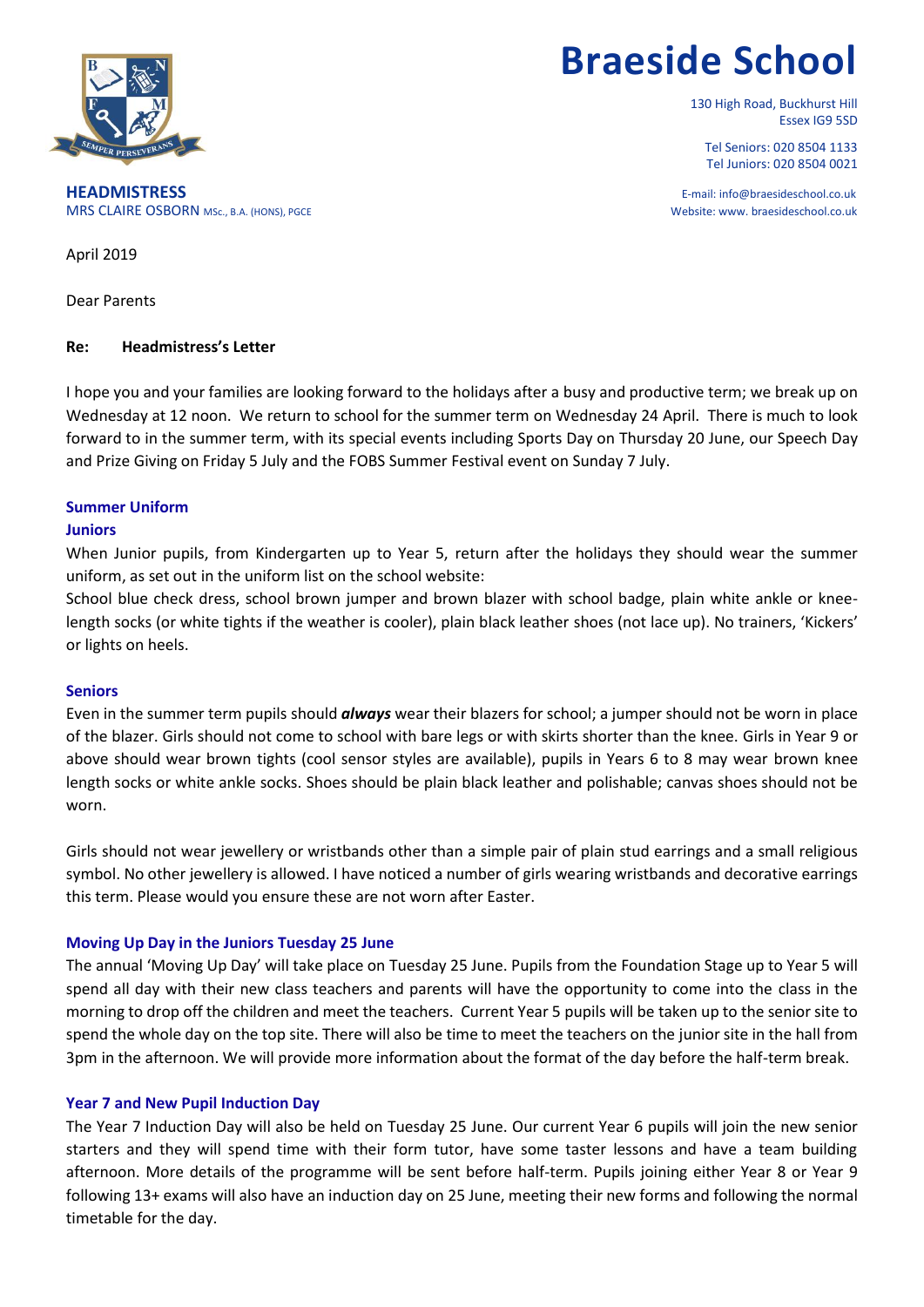# Braeside School

130 High Road, Buckhurst Hill
Essex IG9 5SD

Tel Seniors: 020 8504 1133
Tel Juniors: 020 8504 0021

E-mail: info@braesideschool.co.uk
Website: www. braesideschool.co.uk

**HEADMISTRESS**
MRS CLAIRE OSBORN MSc., B.A. (HONS), PGCE

April 2019

Dear Parents

**Re: Headmistress's Letter**

I hope you and your families are looking forward to the holidays after a busy and productive term; we break up on Wednesday at 12 noon. We return to school for the summer term on Wednesday 24 April. There is much to look forward to in the summer term, with its special events including Sports Day on Thursday 20 June, our Speech Day and Prize Giving on Friday 5 July and the FOBS Summer Festival event on Sunday 7 July.

## Summer Uniform

### Juniors

When Junior pupils, from Kindergarten up to Year 5, return after the holidays they should wear the summer uniform, as set out in the uniform list on the school website:

School blue check dress, school brown jumper and brown blazer with school badge, plain white ankle or knee-length socks (or white tights if the weather is cooler), plain black leather shoes (not lace up). No trainers, 'Kickers' or lights on heels.

### Seniors

Even in the summer term pupils should ***always*** wear their blazers for school; a jumper should not be worn in place of the blazer. Girls should not come to school with bare legs or with skirts shorter than the knee. Girls in Year 9 or above should wear brown tights (cool sensor styles are available), pupils in Years 6 to 8 may wear brown knee length socks or white ankle socks. Shoes should be plain black leather and polishable; canvas shoes should not be worn.

Girls should not wear jewellery or wristbands other than a simple pair of plain stud earrings and a small religious symbol. No other jewellery is allowed. I have noticed a number of girls wearing wristbands and decorative earrings this term. Please would you ensure these are not worn after Easter.

## Moving Up Day in the Juniors Tuesday 25 June

The annual 'Moving Up Day' will take place on Tuesday 25 June. Pupils from the Foundation Stage up to Year 5 will spend all day with their new class teachers and parents will have the opportunity to come into the class in the morning to drop off the children and meet the teachers. Current Year 5 pupils will be taken up to the senior site to spend the whole day on the top site. There will also be time to meet the teachers on the junior site in the hall from 3pm in the afternoon. We will provide more information about the format of the day before the half-term break.

## Year 7 and New Pupil Induction Day

The Year 7 Induction Day will also be held on Tuesday 25 June. Our current Year 6 pupils will join the new senior starters and they will spend time with their form tutor, have some taster lessons and have a team building afternoon. More details of the programme will be sent before half-term. Pupils joining either Year 8 or Year 9 following 13+ exams will also have an induction day on 25 June, meeting their new forms and following the normal timetable for the day.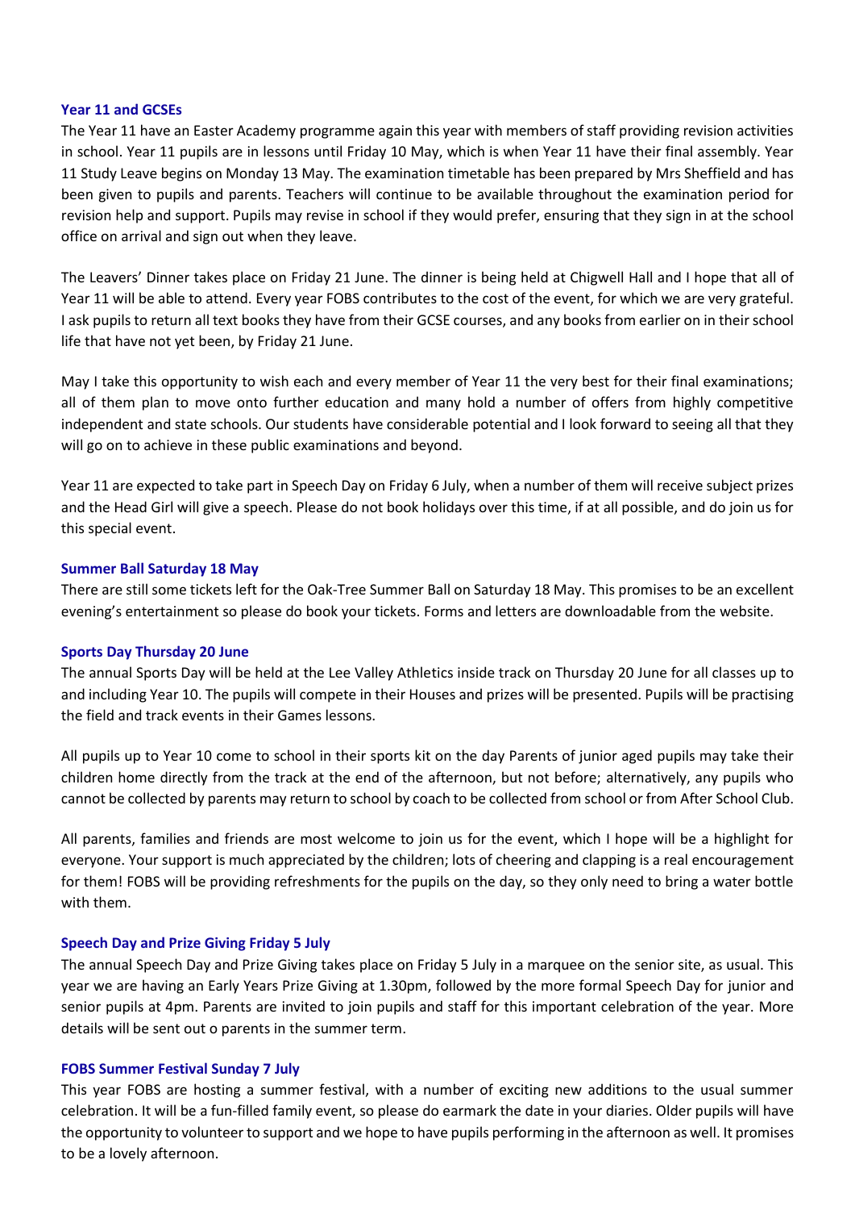### Year 11 and GCSEs

The Year 11 have an Easter Academy programme again this year with members of staff providing revision activities in school. Year 11 pupils are in lessons until Friday 10 May, which is when Year 11 have their final assembly. Year 11 Study Leave begins on Monday 13 May. The examination timetable has been prepared by Mrs Sheffield and has been given to pupils and parents. Teachers will continue to be available throughout the examination period for revision help and support. Pupils may revise in school if they would prefer, ensuring that they sign in at the school office on arrival and sign out when they leave.

The Leavers' Dinner takes place on Friday 21 June. The dinner is being held at Chigwell Hall and I hope that all of Year 11 will be able to attend. Every year FOBS contributes to the cost of the event, for which we are very grateful. I ask pupils to return all text books they have from their GCSE courses, and any books from earlier on in their school life that have not yet been, by Friday 21 June.

May I take this opportunity to wish each and every member of Year 11 the very best for their final examinations; all of them plan to move onto further education and many hold a number of offers from highly competitive independent and state schools. Our students have considerable potential and I look forward to seeing all that they will go on to achieve in these public examinations and beyond.

Year 11 are expected to take part in Speech Day on Friday 6 July, when a number of them will receive subject prizes and the Head Girl will give a speech. Please do not book holidays over this time, if at all possible, and do join us for this special event.

### Summer Ball Saturday 18 May

There are still some tickets left for the Oak-Tree Summer Ball on Saturday 18 May. This promises to be an excellent evening's entertainment so please do book your tickets. Forms and letters are downloadable from the website.

### Sports Day Thursday 20 June

The annual Sports Day will be held at the Lee Valley Athletics inside track on Thursday 20 June for all classes up to and including Year 10. The pupils will compete in their Houses and prizes will be presented. Pupils will be practising the field and track events in their Games lessons.

All pupils up to Year 10 come to school in their sports kit on the day Parents of junior aged pupils may take their children home directly from the track at the end of the afternoon, but not before; alternatively, any pupils who cannot be collected by parents may return to school by coach to be collected from school or from After School Club.

All parents, families and friends are most welcome to join us for the event, which I hope will be a highlight for everyone. Your support is much appreciated by the children; lots of cheering and clapping is a real encouragement for them! FOBS will be providing refreshments for the pupils on the day, so they only need to bring a water bottle with them.

### Speech Day and Prize Giving Friday 5 July

The annual Speech Day and Prize Giving takes place on Friday 5 July in a marquee on the senior site, as usual. This year we are having an Early Years Prize Giving at 1.30pm, followed by the more formal Speech Day for junior and senior pupils at 4pm. Parents are invited to join pupils and staff for this important celebration of the year. More details will be sent out o parents in the summer term.

### FOBS Summer Festival Sunday 7 July

This year FOBS are hosting a summer festival, with a number of exciting new additions to the usual summer celebration. It will be a fun-filled family event, so please do earmark the date in your diaries. Older pupils will have the opportunity to volunteer to support and we hope to have pupils performing in the afternoon as well. It promises to be a lovely afternoon.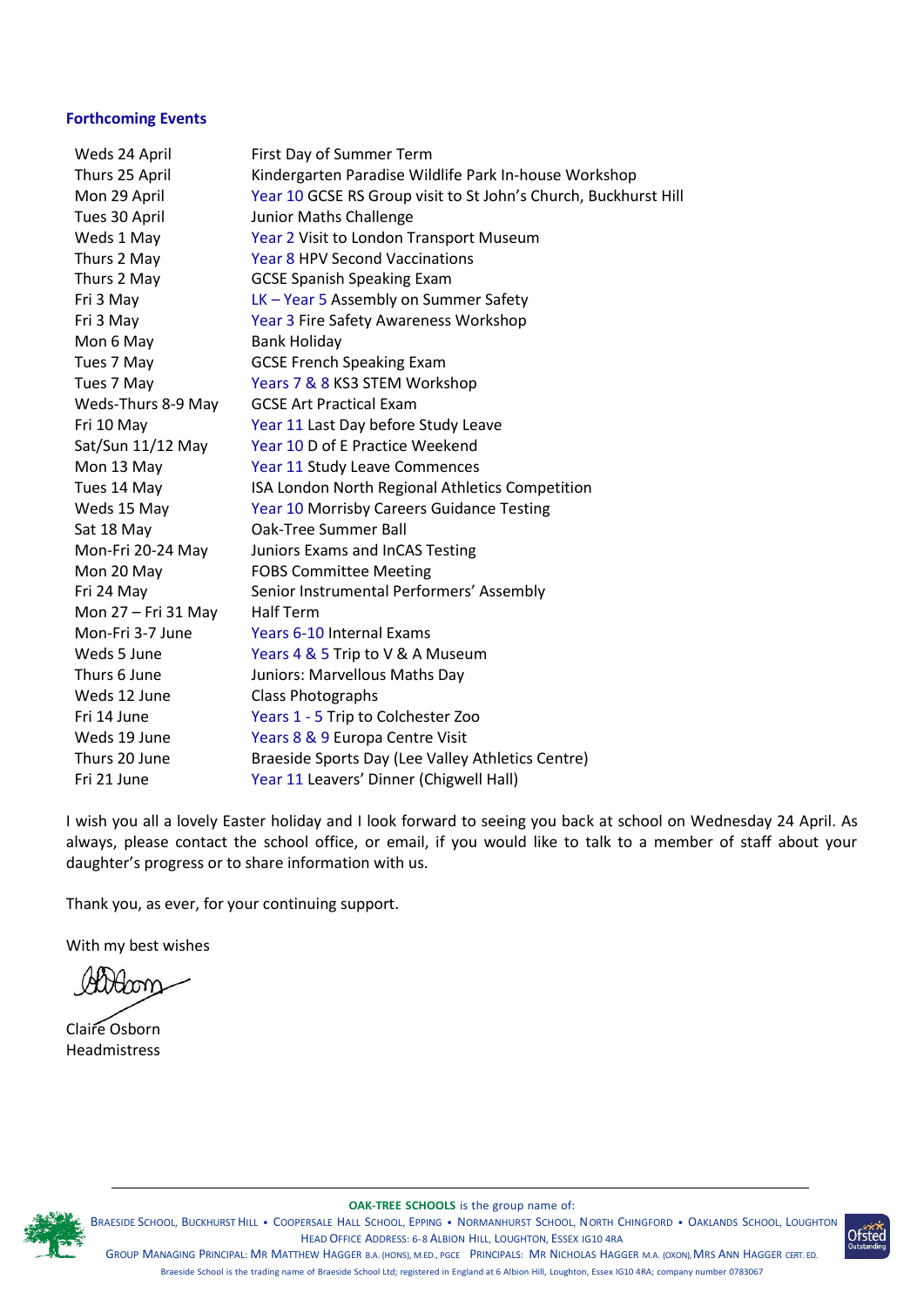**Forthcoming Events**

| | |
|---|---|
| Weds 24 April | First Day of Summer Term |
| Thurs 25 April | Kindergarten Paradise Wildlife Park In-house Workshop |
| Mon 29 April | Year 10 GCSE RS Group visit to St John's Church, Buckhurst Hill |
| Tues 30 April | Junior Maths Challenge |
| Weds 1 May | Year 2 Visit to London Transport Museum |
| Thurs 2 May | Year 8 HPV Second Vaccinations |
| Thurs 2 May | GCSE Spanish Speaking Exam |
| Fri 3 May | LK – Year 5 Assembly on Summer Safety |
| Fri 3 May | Year 3 Fire Safety Awareness Workshop |
| Mon 6 May | Bank Holiday |
| Tues 7 May | GCSE French Speaking Exam |
| Tues 7 May | Years 7 & 8 KS3 STEM Workshop |
| Weds-Thurs 8-9 May | GCSE Art Practical Exam |
| Fri 10 May | Year 11 Last Day before Study Leave |
| Sat/Sun 11/12 May | Year 10 D of E Practice Weekend |
| Mon 13 May | Year 11 Study Leave Commences |
| Tues 14 May | ISA London North Regional Athletics Competition |
| Weds 15 May | Year 10 Morrisby Careers Guidance Testing |
| Sat 18 May | Oak-Tree Summer Ball |
| Mon-Fri 20-24 May | Juniors Exams and InCAS Testing |
| Mon 20 May | FOBS Committee Meeting |
| Fri 24 May | Senior Instrumental Performers' Assembly |
| Mon 27 – Fri 31 May | Half Term |
| Mon-Fri 3-7 June | Years 6-10 Internal Exams |
| Weds 5 June | Years 4 & 5 Trip to V & A Museum |
| Thurs 6 June | Juniors: Marvellous Maths Day |
| Weds 12 June | Class Photographs |
| Fri 14 June | Years 1 - 5 Trip to Colchester Zoo |
| Weds 19 June | Years 8 & 9 Europa Centre Visit |
| Thurs 20 June | Braeside Sports Day (Lee Valley Athletics Centre) |
| Fri 21 June | Year 11 Leavers' Dinner (Chigwell Hall) |

I wish you all a lovely Easter holiday and I look forward to seeing you back at school on Wednesday 24 April. As always, please contact the school office, or email, if you would like to talk to a member of staff about your daughter's progress or to share information with us.

Thank you, as ever, for your continuing support.

With my best wishes

Claire Osborn
Headmistress

**OAK-TREE SCHOOLS** is the group name of:
BRAESIDE SCHOOL, BUCKHURST HILL • COOPERSALE HALL SCHOOL, EPPING • NORMANHURST SCHOOL, NORTH CHINGFORD • OAKLANDS SCHOOL, LOUGHTON
HEAD OFFICE ADDRESS: 6-8 ALBION HILL, LOUGHTON, ESSEX IG10 4RA
GROUP MANAGING PRINCIPAL: MR MATTHEW HAGGER B.A. (HONS), M.ED., PGCE PRINCIPALS: MR NICHOLAS HAGGER M.A. (OXON), MRS ANN HAGGER CERT. ED.
Braeside School is the trading name of Braeside School Ltd; registered in England at 6 Albion Hill, Loughton, Essex IG10 4RA; company number 0783067